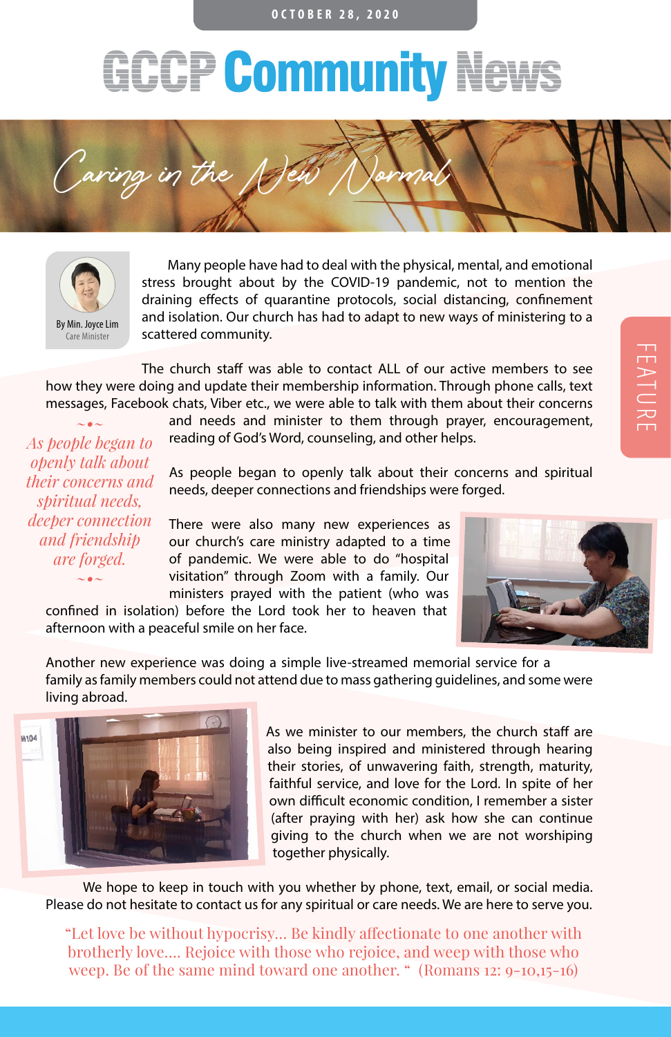OCTOBER 28, 2020

# GCCP Community News

## Caring in the New Normal

FEATURE

By Min. Joyce Lim
Care Minister

Many people have had to deal with the physical, mental, and emotional stress brought about by the COVID-19 pandemic, not to mention the draining effects of quarantine protocols, social distancing, confinement and isolation. Our church has had to adapt to new ways of ministering to a scattered community.

The church staff was able to contact ALL of our active members to see how they were doing and update their membership information. Through phone calls, text messages, Facebook chats, Viber etc., we were able to talk with them about their concerns and needs and minister to them through prayer, encouragement, reading of God's Word, counseling, and other helps.

> *As people began to openly talk about their concerns and spiritual needs, deeper connection and friendship are forged.*

As people began to openly talk about their concerns and spiritual needs, deeper connections and friendships were forged.

There were also many new experiences as our church's care ministry adapted to a time of pandemic. We were able to do "hospital visitation" through Zoom with a family. Our ministers prayed with the patient (who was confined in isolation) before the Lord took her to heaven that afternoon with a peaceful smile on her face.

Another new experience was doing a simple live-streamed memorial service for a family as family members could not attend due to mass gathering guidelines, and some were living abroad.

As we minister to our members, the church staff are also being inspired and ministered through hearing their stories, of unwavering faith, strength, maturity, faithful service, and love for the Lord. In spite of her own difficult economic condition, I remember a sister (after praying with her) ask how she can continue giving to the church when we are not worshiping together physically.

We hope to keep in touch with you whether by phone, text, email, or social media. Please do not hesitate to contact us for any spiritual or care needs. We are here to serve you.

"Let love be without hypocrisy... Be kindly affectionate to one another with brotherly love.... Rejoice with those who rejoice, and weep with those who weep. Be of the same mind toward one another. " (Romans 12: 9-10,15-16)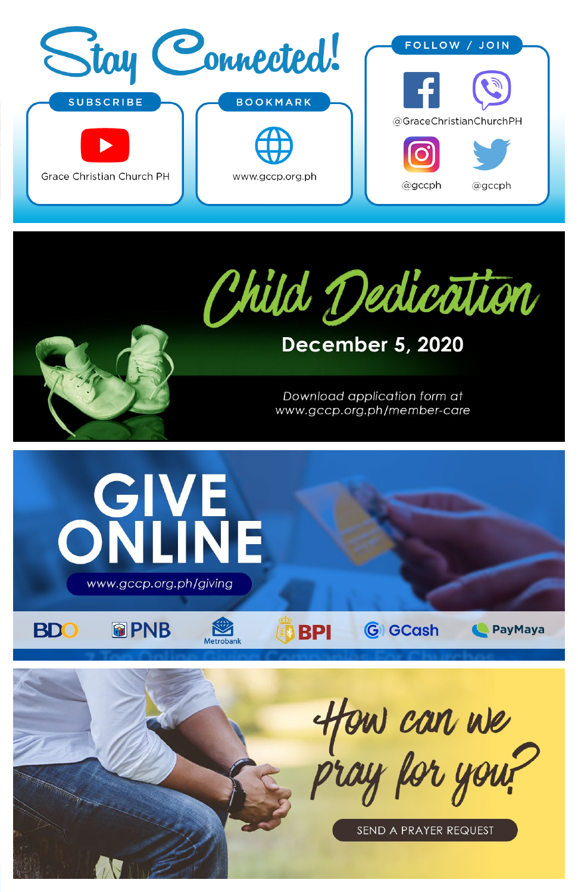# Stay Connected!

**SUBSCRIBE**

Grace Christian Church PH

**BOOKMARK**

www.gccp.org.ph

**FOLLOW / JOIN**

@GraceChristianChurchPH

@gccph

@gccph

# Child Dedication

**December 5, 2020**

*Download application form at*
*www.gccp.org.ph/member-care*

# GIVE ONLINE

*www.gccp.org.ph/giving*

BDO PNB Metrobank BPI GCash PayMaya

# How can we pray for you?

SEND A PRAYER REQUEST